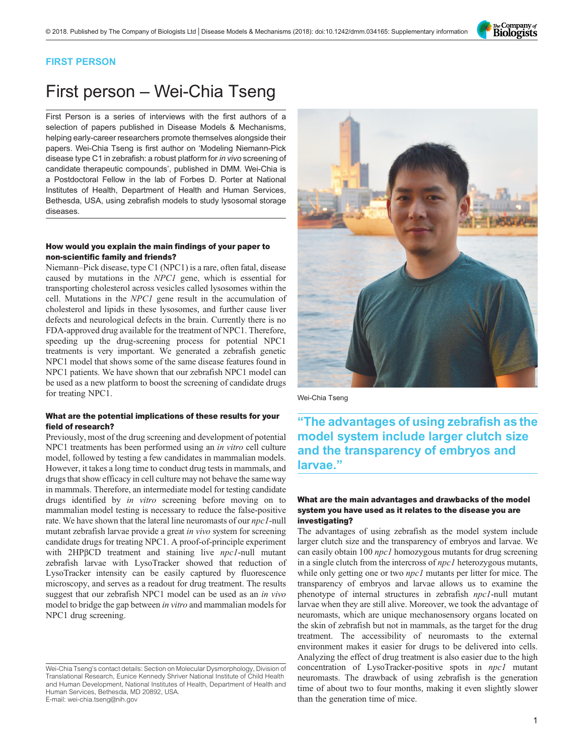FIRST PERSON

# First person – Wei-Chia Tseng

First Person is a series of interviews with the first authors of a selection of papers published in Disease Models & Mechanisms, helping early-career researchers promote themselves alongside their papers. Wei-Chia Tseng is first author on 'Modeling Niemann-Pick disease type C1 in zebrafish: a robust platform for *in vivo* screening of candidate therapeutic compounds', published in DMM. Wei-Chia is a Postdoctoral Fellow in the lab of Forbes D. Porter at National Institutes of Health, Department of Health and Human Services, Bethesda, USA, using zebrafish models to study lysosomal storage diseases.

Wei-Chia Tseng

### How would you explain the main findings of your paper to non-scientific family and friends?

Niemann–Pick disease, type C1 (NPC1) is a rare, often fatal, disease caused by mutations in the *NPC1* gene, which is essential for transporting cholesterol across vesicles called lysosomes within the cell. Mutations in the *NPC1* gene result in the accumulation of cholesterol and lipids in these lysosomes, and further cause liver defects and neurological defects in the brain. Currently there is no FDA-approved drug available for the treatment of NPC1. Therefore, speeding up the drug-screening process for potential NPC1 treatments is very important. We generated a zebrafish genetic NPC1 model that shows some of the same disease features found in NPC1 patients. We have shown that our zebrafish NPC1 model can be used as a new platform to boost the screening of candidate drugs for treating NPC1.

### What are the potential implications of these results for your field of research?

Previously, most of the drug screening and development of potential NPC1 treatments has been performed using an *in vitro* cell culture model, followed by testing a few candidates in mammalian models. However, it takes a long time to conduct drug tests in mammals, and drugs that show efficacy in cell culture may not behave the same way in mammals. Therefore, an intermediate model for testing candidate drugs identified by *in vitro* screening before moving on to mammalian model testing is necessary to reduce the false-positive rate. We have shown that the lateral line neuromasts of our *npc1*-null mutant zebrafish larvae provide a great *in vivo* system for screening candidate drugs for treating NPC1. A proof-of-principle experiment with 2HPβCD treatment and staining live *npc1*-null mutant zebrafish larvae with LysoTracker showed that reduction of LysoTracker intensity can be easily captured by fluorescence microscopy, and serves as a readout for drug treatment. The results suggest that our zebrafish NPC1 model can be used as an *in vivo* model to bridge the gap between *in vitro* and mammalian models for NPC1 drug screening.

> "The advantages of using zebrafish as the model system include larger clutch size and the transparency of embryos and larvae."

### What are the main advantages and drawbacks of the model system you have used as it relates to the disease you are investigating?

The advantages of using zebrafish as the model system include larger clutch size and the transparency of embryos and larvae. We can easily obtain 100 *npc1* homozygous mutants for drug screening in a single clutch from the intercross of *npc1* heterozygous mutants, while only getting one or two *npc1* mutants per litter for mice. The transparency of embryos and larvae allows us to examine the phenotype of internal structures in zebrafish *npc1*-null mutant larvae when they are still alive. Moreover, we took the advantage of neuromasts, which are unique mechanosensory organs located on the skin of zebrafish but not in mammals, as the target for the drug treatment. The accessibility of neuromasts to the external environment makes it easier for drugs to be delivered into cells. Analyzing the effect of drug treatment is also easier due to the high concentration of LysoTracker-positive spots in *npc1* mutant neuromasts. The drawback of using zebrafish is the generation time of about two to four months, making it even slightly slower than the generation time of mice.

Wei-Chia Tseng's contact details: Section on Molecular Dysmorphology, Division of Translational Research, Eunice Kennedy Shriver National Institute of Child Health and Human Development, National Institutes of Health, Department of Health and Human Services, Bethesda, MD 20892, USA.
E-mail: wei-chia.tseng@nih.gov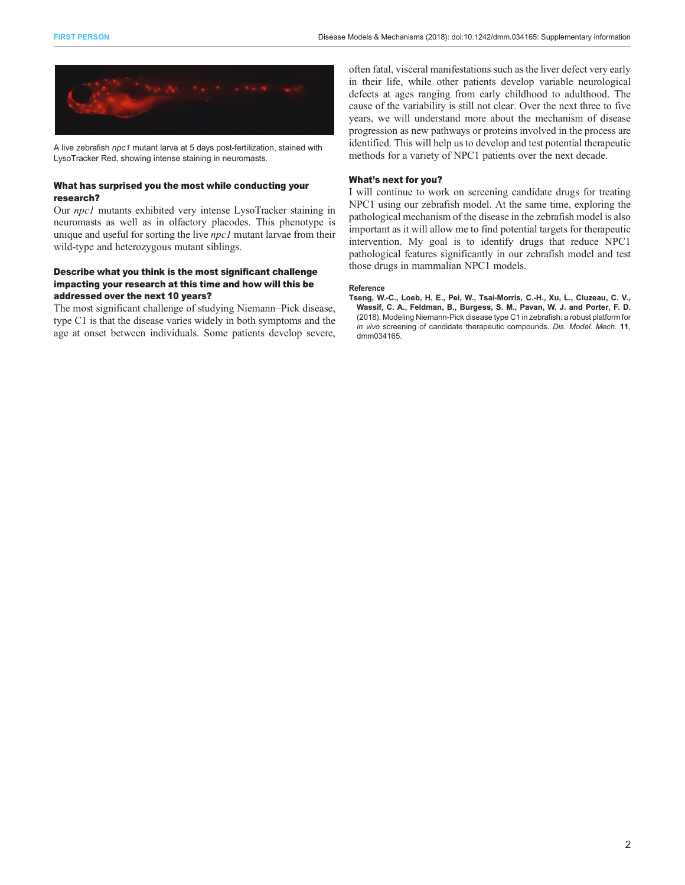A live zebrafish *npc1* mutant larva at 5 days post-fertilization, stained with LysoTracker Red, showing intense staining in neuromasts.

**What has surprised you the most while conducting your research?**

Our *npc1* mutants exhibited very intense LysoTracker staining in neuromasts as well as in olfactory placodes. This phenotype is unique and useful for sorting the live *npc1* mutant larvae from their wild-type and heterozygous mutant siblings.

**Describe what you think is the most significant challenge impacting your research at this time and how will this be addressed over the next 10 years?**

The most significant challenge of studying Niemann–Pick disease, type C1 is that the disease varies widely in both symptoms and the age at onset between individuals. Some patients develop severe, often fatal, visceral manifestations such as the liver defect very early in their life, while other patients develop variable neurological defects at ages ranging from early childhood to adulthood. The cause of the variability is still not clear. Over the next three to five years, we will understand more about the mechanism of disease progression as new pathways or proteins involved in the process are identified. This will help us to develop and test potential therapeutic methods for a variety of NPC1 patients over the next decade.

**What's next for you?**

I will continue to work on screening candidate drugs for treating NPC1 using our zebrafish model. At the same time, exploring the pathological mechanism of the disease in the zebrafish model is also important as it will allow me to find potential targets for therapeutic intervention. My goal is to identify drugs that reduce NPC1 pathological features significantly in our zebrafish model and test those drugs in mammalian NPC1 models.

**Reference**

**Tseng, W.-C., Loeb, H. E., Pei, W., Tsai-Morris, C.-H., Xu, L., Cluzeau, C. V., Wassif, C. A., Feldman, B., Burgess, S. M., Pavan, W. J. and Porter, F. D.** (2018). Modeling Niemann-Pick disease type C1 in zebrafish: a robust platform for *in vivo* screening of candidate therapeutic compounds. *Dis. Model. Mech.* **11**, dmm034165.